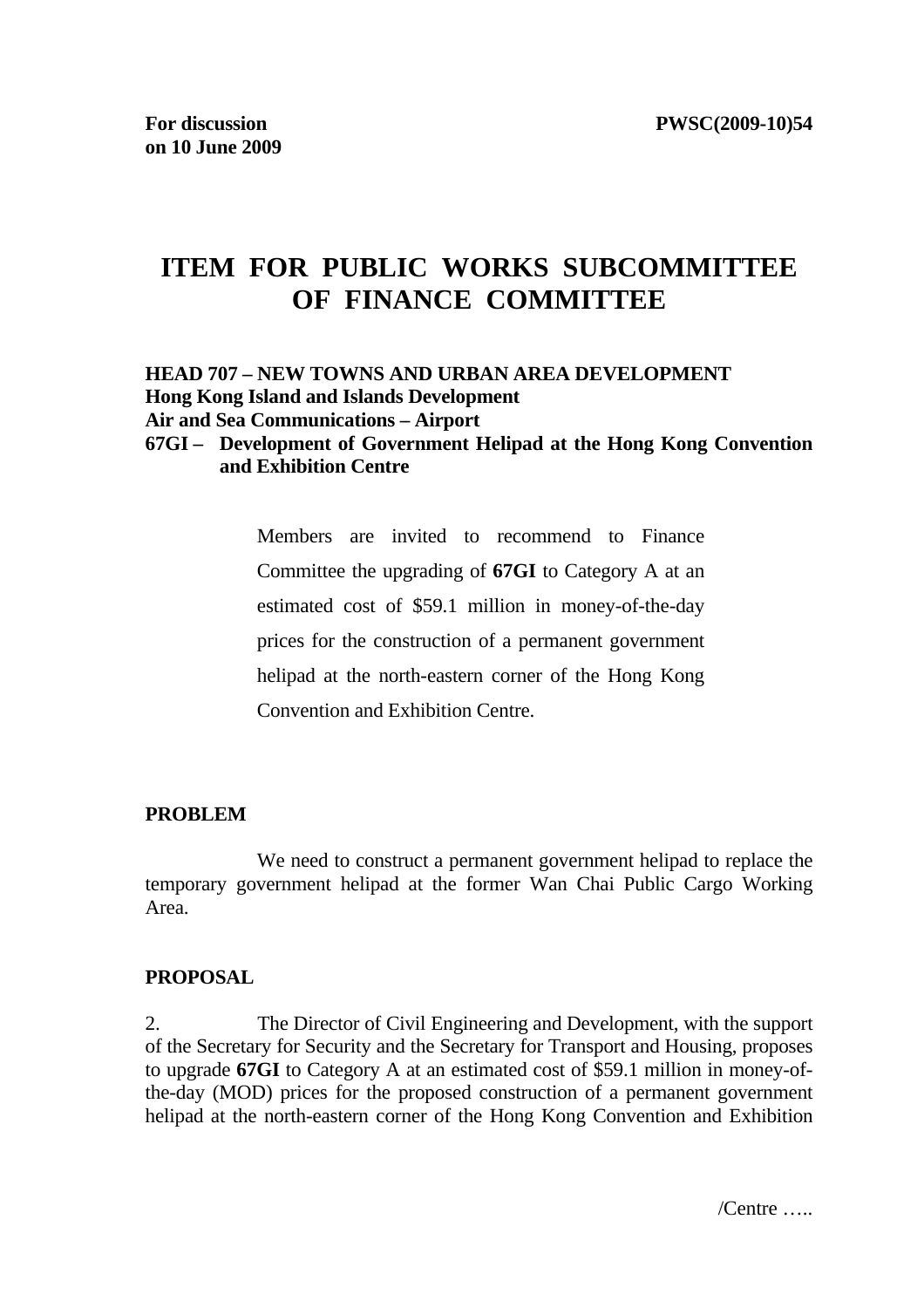For discussion
on 10 June 2009

PWSC(2009-10)54

# ITEM FOR PUBLIC WORKS SUBCOMMITTEE OF FINANCE COMMITTEE

**HEAD 707 – NEW TOWNS AND URBAN AREA DEVELOPMENT**
**Hong Kong Island and Islands Development**
**Air and Sea Communications – Airport**
**67GI – Development of Government Helipad at the Hong Kong Convention and Exhibition Centre**

Members are invited to recommend to Finance Committee the upgrading of **67GI** to Category A at an estimated cost of $59.1 million in money-of-the-day prices for the construction of a permanent government helipad at the north-eastern corner of the Hong Kong Convention and Exhibition Centre.

## PROBLEM

We need to construct a permanent government helipad to replace the temporary government helipad at the former Wan Chai Public Cargo Working Area.

## PROPOSAL

2. The Director of Civil Engineering and Development, with the support of the Secretary for Security and the Secretary for Transport and Housing, proposes to upgrade **67GI** to Category A at an estimated cost of $59.1 million in money-of-the-day (MOD) prices for the proposed construction of a permanent government helipad at the north-eastern corner of the Hong Kong Convention and Exhibition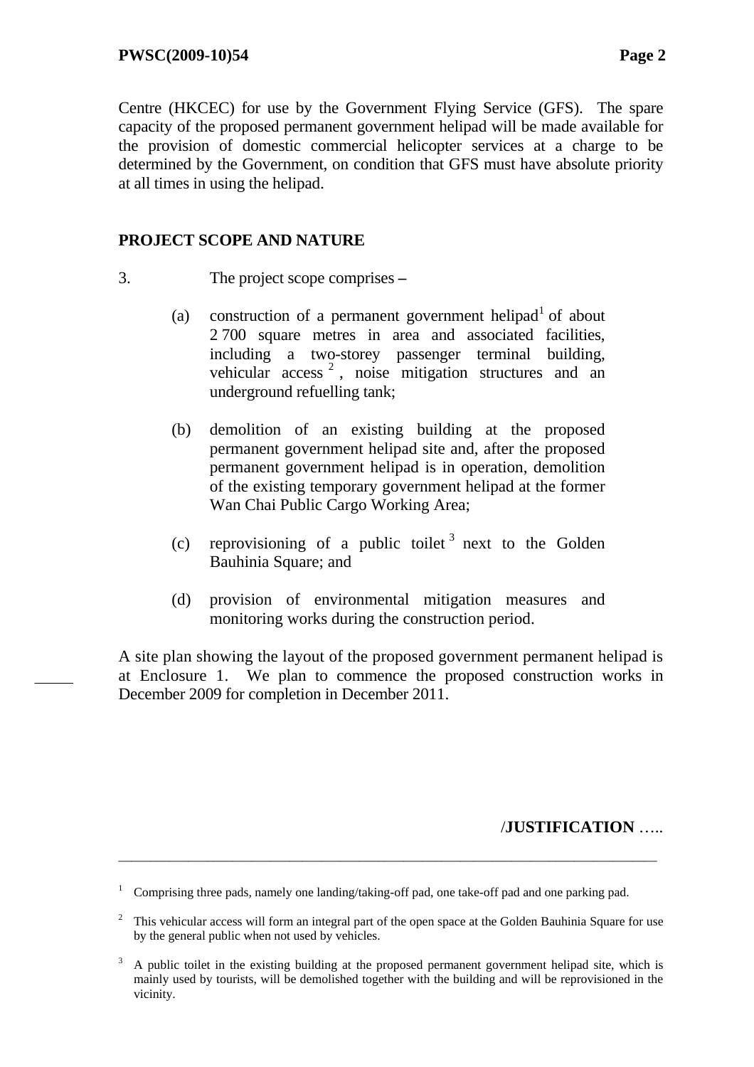Centre (HKCEC) for use by the Government Flying Service (GFS). The spare capacity of the proposed permanent government helipad will be made available for the provision of domestic commercial helicopter services at a charge to be determined by the Government, on condition that GFS must have absolute priority at all times in using the helipad.

**PROJECT SCOPE AND NATURE**

3. The project scope comprises –

(a) construction of a permanent government helipad[1] of about 2 700 square metres in area and associated facilities, including a two-storey passenger terminal building, vehicular access[2], noise mitigation structures and an underground refuelling tank;

(b) demolition of an existing building at the proposed permanent government helipad site and, after the proposed permanent government helipad is in operation, demolition of the existing temporary government helipad at the former Wan Chai Public Cargo Working Area;

(c) reprovisioning of a public toilet[3] next to the Golden Bauhinia Square; and

(d) provision of environmental mitigation measures and monitoring works during the construction period.

A site plan showing the layout of the proposed government permanent helipad is at Enclosure 1. We plan to commence the proposed construction works in December 2009 for completion in December 2011.

/**JUSTIFICATION** …..

---

[1] Comprising three pads, namely one landing/taking-off pad, one take-off pad and one parking pad.

[2] This vehicular access will form an integral part of the open space at the Golden Bauhinia Square for use by the general public when not used by vehicles.

[3] A public toilet in the existing building at the proposed permanent government helipad site, which is mainly used by tourists, will be demolished together with the building and will be reprovisioned in the vicinity.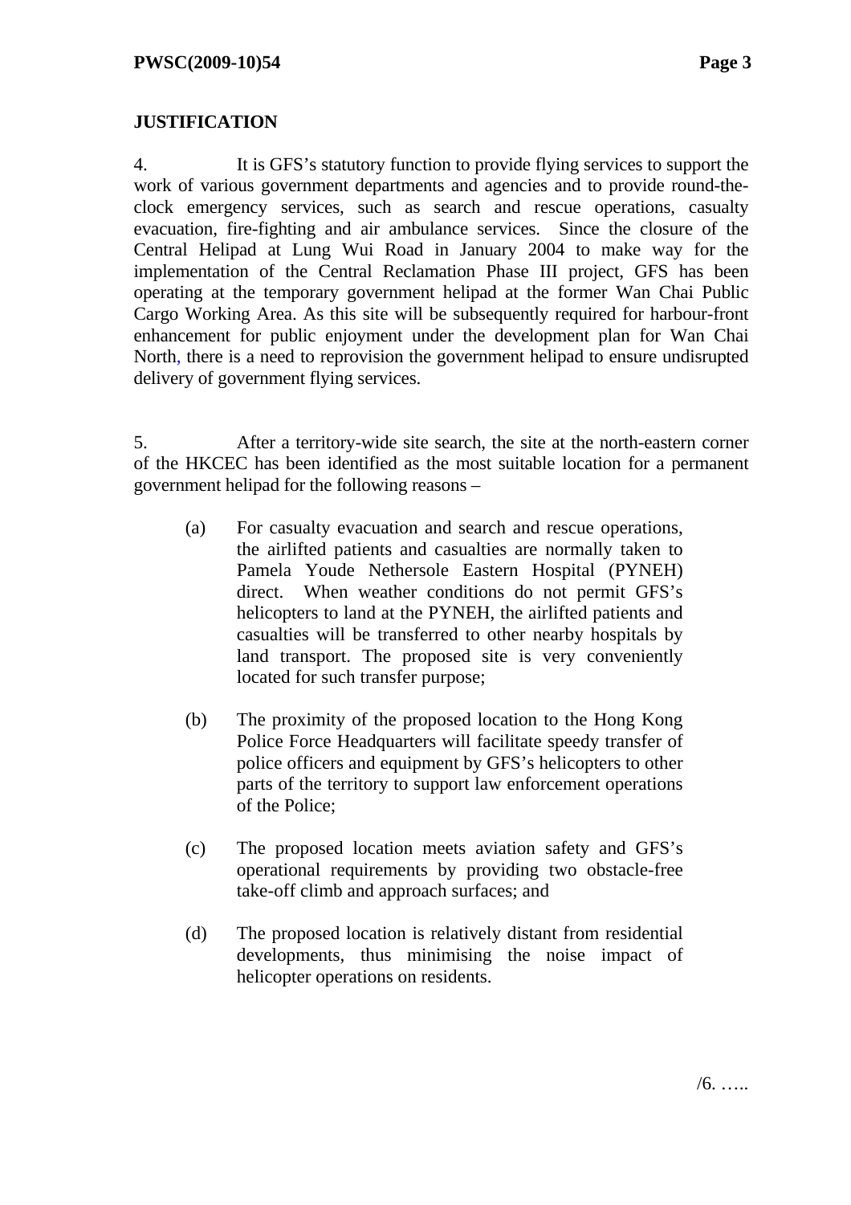## JUSTIFICATION

4. It is GFS's statutory function to provide flying services to support the work of various government departments and agencies and to provide round-the-clock emergency services, such as search and rescue operations, casualty evacuation, fire-fighting and air ambulance services. Since the closure of the Central Helipad at Lung Wui Road in January 2004 to make way for the implementation of the Central Reclamation Phase III project, GFS has been operating at the temporary government helipad at the former Wan Chai Public Cargo Working Area. As this site will be subsequently required for harbour-front enhancement for public enjoyment under the development plan for Wan Chai North, there is a need to reprovision the government helipad to ensure undisrupted delivery of government flying services.

5. After a territory-wide site search, the site at the north-eastern corner of the HKCEC has been identified as the most suitable location for a permanent government helipad for the following reasons –

(a) For casualty evacuation and search and rescue operations, the airlifted patients and casualties are normally taken to Pamela Youde Nethersole Eastern Hospital (PYNEH) direct. When weather conditions do not permit GFS's helicopters to land at the PYNEH, the airlifted patients and casualties will be transferred to other nearby hospitals by land transport. The proposed site is very conveniently located for such transfer purpose;

(b) The proximity of the proposed location to the Hong Kong Police Force Headquarters will facilitate speedy transfer of police officers and equipment by GFS's helicopters to other parts of the territory to support law enforcement operations of the Police;

(c) The proposed location meets aviation safety and GFS's operational requirements by providing two obstacle-free take-off climb and approach surfaces; and

(d) The proposed location is relatively distant from residential developments, thus minimising the noise impact of helicopter operations on residents.

/6. …..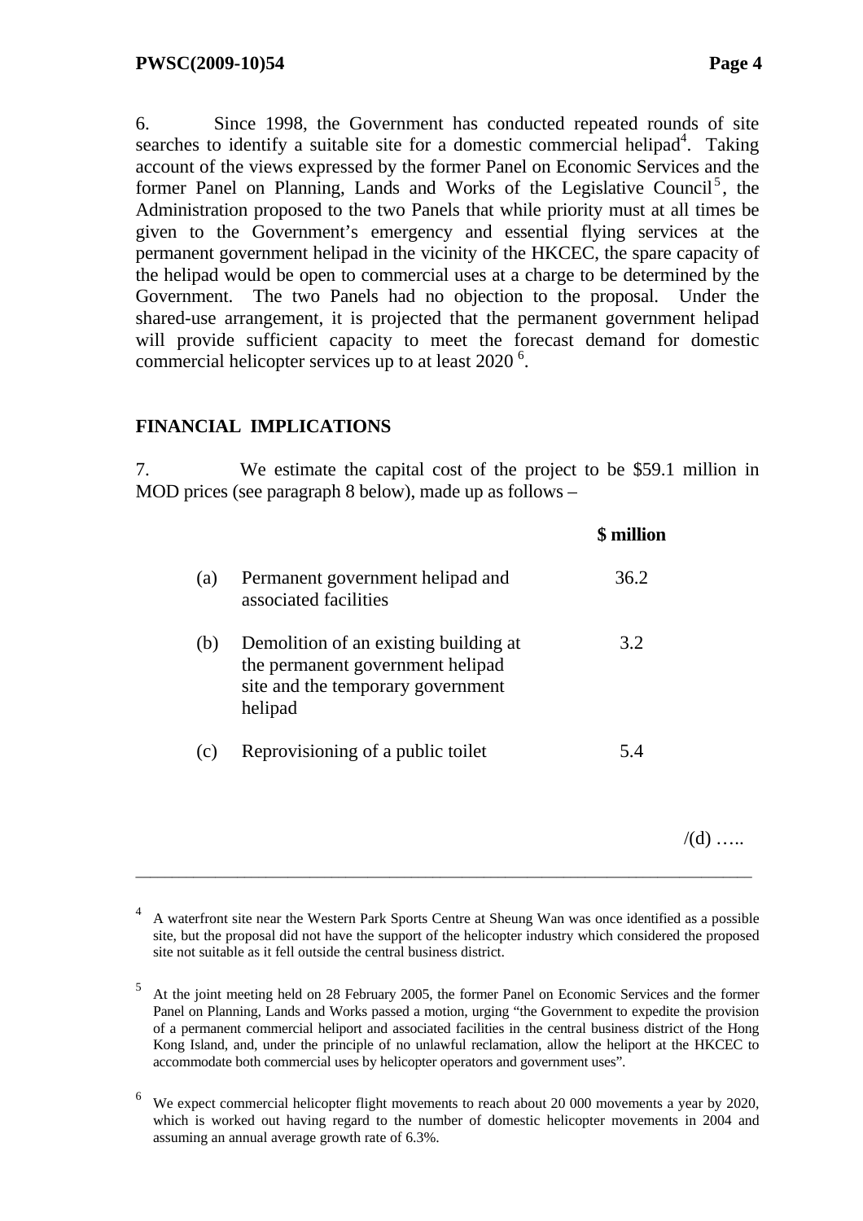6. Since 1998, the Government has conducted repeated rounds of site searches to identify a suitable site for a domestic commercial helipad[4]. Taking account of the views expressed by the former Panel on Economic Services and the former Panel on Planning, Lands and Works of the Legislative Council[5], the Administration proposed to the two Panels that while priority must at all times be given to the Government's emergency and essential flying services at the permanent government helipad in the vicinity of the HKCEC, the spare capacity of the helipad would be open to commercial uses at a charge to be determined by the Government. The two Panels had no objection to the proposal. Under the shared-use arrangement, it is projected that the permanent government helipad will provide sufficient capacity to meet the forecast demand for domestic commercial helicopter services up to at least 2020 [6].

## FINANCIAL IMPLICATIONS

7. We estimate the capital cost of the project to be $59.1 million in MOD prices (see paragraph 8 below), made up as follows –

| | | $ million |
|---|---|---|
| (a) | Permanent government helipad and associated facilities | 36.2 |
| (b) | Demolition of an existing building at the permanent government helipad site and the temporary government helipad | 3.2 |
| (c) | Reprovisioning of a public toilet | 5.4 |

/(d) …..

---

[4] A waterfront site near the Western Park Sports Centre at Sheung Wan was once identified as a possible site, but the proposal did not have the support of the helicopter industry which considered the proposed site not suitable as it fell outside the central business district.

[5] At the joint meeting held on 28 February 2005, the former Panel on Economic Services and the former Panel on Planning, Lands and Works passed a motion, urging "the Government to expedite the provision of a permanent commercial heliport and associated facilities in the central business district of the Hong Kong Island, and, under the principle of no unlawful reclamation, allow the heliport at the HKCEC to accommodate both commercial uses by helicopter operators and government uses".

[6] We expect commercial helicopter flight movements to reach about 20 000 movements a year by 2020, which is worked out having regard to the number of domestic helicopter movements in 2004 and assuming an annual average growth rate of 6.3%.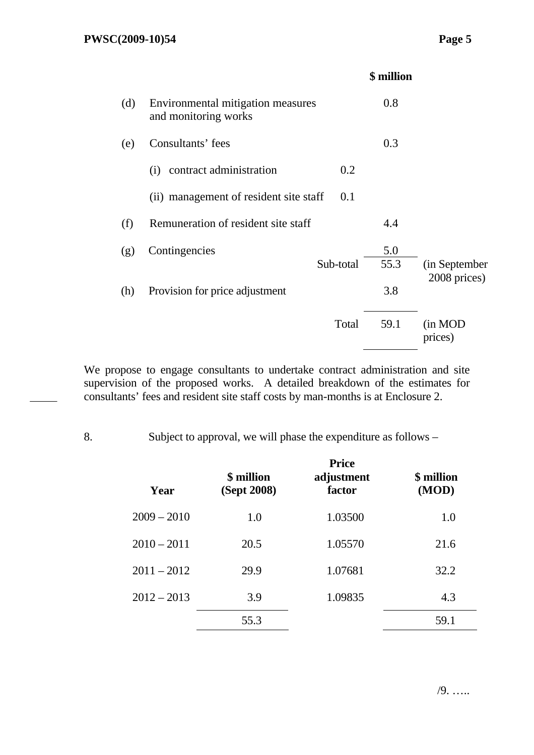| | | | $ million | |
|---|---|---|---|---|
| (d) | Environmental mitigation measures and monitoring works | | 0.8 | |
| (e) | Consultants' fees | | 0.3 | |
| | (i) contract administration | 0.2 | | |
| | (ii) management of resident site staff | 0.1 | | |
| (f) | Remuneration of resident site staff | | 4.4 | |
| (g) | Contingencies | | 5.0 | |
| | | Sub-total | 55.3 | (in September 2008 prices) |
| (h) | Provision for price adjustment | | 3.8 | |
| | | Total | 59.1 | (in MOD prices) |

We propose to engage consultants to undertake contract administration and site supervision of the proposed works. A detailed breakdown of the estimates for consultants' fees and resident site staff costs by man-months is at Enclosure 2.

8. Subject to approval, we will phase the expenditure as follows –

| Year | $ million (Sept 2008) | Price adjustment factor | $ million (MOD) |
|---|---|---|---|
| 2009 – 2010 | 1.0 | 1.03500 | 1.0 |
| 2010 – 2011 | 20.5 | 1.05570 | 21.6 |
| 2011 – 2012 | 29.9 | 1.07681 | 32.2 |
| 2012 – 2013 | 3.9 | 1.09835 | 4.3 |
| | 55.3 | | 59.1 |

/9. …..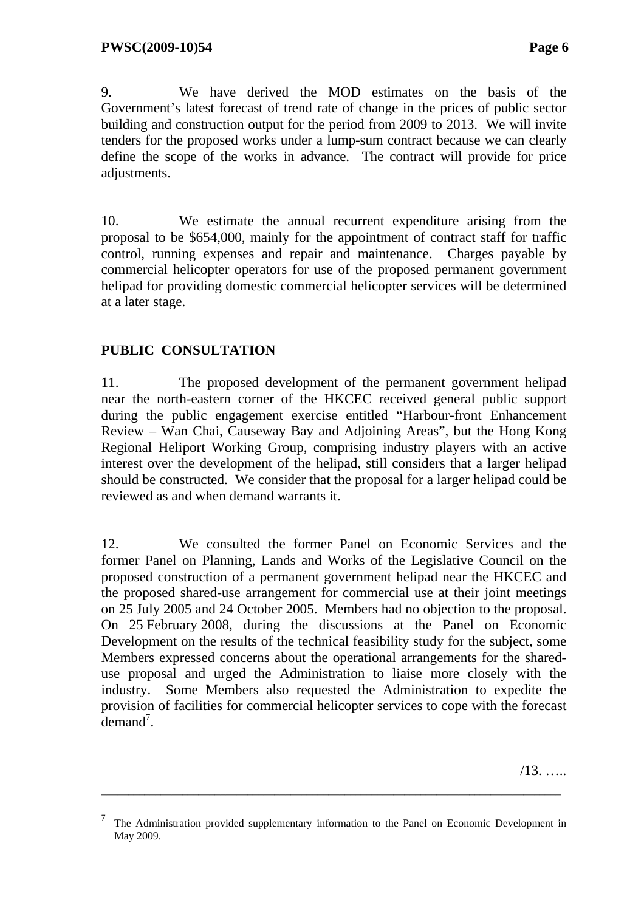9. We have derived the MOD estimates on the basis of the Government's latest forecast of trend rate of change in the prices of public sector building and construction output for the period from 2009 to 2013. We will invite tenders for the proposed works under a lump-sum contract because we can clearly define the scope of the works in advance. The contract will provide for price adjustments.

10. We estimate the annual recurrent expenditure arising from the proposal to be $654,000, mainly for the appointment of contract staff for traffic control, running expenses and repair and maintenance. Charges payable by commercial helicopter operators for use of the proposed permanent government helipad for providing domestic commercial helicopter services will be determined at a later stage.

## PUBLIC CONSULTATION

11. The proposed development of the permanent government helipad near the north-eastern corner of the HKCEC received general public support during the public engagement exercise entitled "Harbour-front Enhancement Review – Wan Chai, Causeway Bay and Adjoining Areas", but the Hong Kong Regional Heliport Working Group, comprising industry players with an active interest over the development of the helipad, still considers that a larger helipad should be constructed. We consider that the proposal for a larger helipad could be reviewed as and when demand warrants it.

12. We consulted the former Panel on Economic Services and the former Panel on Planning, Lands and Works of the Legislative Council on the proposed construction of a permanent government helipad near the HKCEC and the proposed shared-use arrangement for commercial use at their joint meetings on 25 July 2005 and 24 October 2005. Members had no objection to the proposal. On 25 February 2008, during the discussions at the Panel on Economic Development on the results of the technical feasibility study for the subject, some Members expressed concerns about the operational arrangements for the shared-use proposal and urged the Administration to liaise more closely with the industry. Some Members also requested the Administration to expedite the provision of facilities for commercial helicopter services to cope with the forecast demand[7].

/13. …..

---

[7] The Administration provided supplementary information to the Panel on Economic Development in May 2009.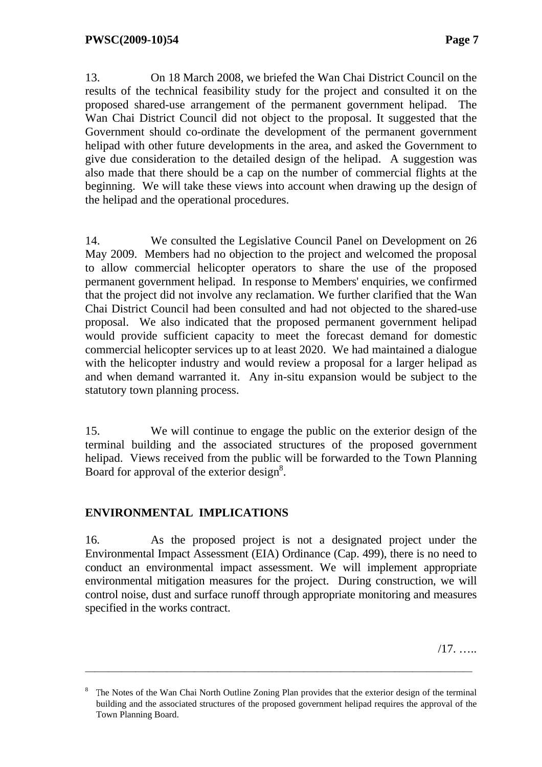13. On 18 March 2008, we briefed the Wan Chai District Council on the results of the technical feasibility study for the project and consulted it on the proposed shared-use arrangement of the permanent government helipad. The Wan Chai District Council did not object to the proposal. It suggested that the Government should co-ordinate the development of the permanent government helipad with other future developments in the area, and asked the Government to give due consideration to the detailed design of the helipad. A suggestion was also made that there should be a cap on the number of commercial flights at the beginning. We will take these views into account when drawing up the design of the helipad and the operational procedures.

14. We consulted the Legislative Council Panel on Development on 26 May 2009. Members had no objection to the project and welcomed the proposal to allow commercial helicopter operators to share the use of the proposed permanent government helipad. In response to Members' enquiries, we confirmed that the project did not involve any reclamation. We further clarified that the Wan Chai District Council had been consulted and had not objected to the shared-use proposal. We also indicated that the proposed permanent government helipad would provide sufficient capacity to meet the forecast demand for domestic commercial helicopter services up to at least 2020. We had maintained a dialogue with the helicopter industry and would review a proposal for a larger helipad as and when demand warranted it. Any in-situ expansion would be subject to the statutory town planning process.

15. We will continue to engage the public on the exterior design of the terminal building and the associated structures of the proposed government helipad. Views received from the public will be forwarded to the Town Planning Board for approval of the exterior design[8].

## ENVIRONMENTAL IMPLICATIONS

16. As the proposed project is not a designated project under the Environmental Impact Assessment (EIA) Ordinance (Cap. 499), there is no need to conduct an environmental impact assessment. We will implement appropriate environmental mitigation measures for the project. During construction, we will control noise, dust and surface runoff through appropriate monitoring and measures specified in the works contract.

/17. …..

---

[8] The Notes of the Wan Chai North Outline Zoning Plan provides that the exterior design of the terminal building and the associated structures of the proposed government helipad requires the approval of the Town Planning Board.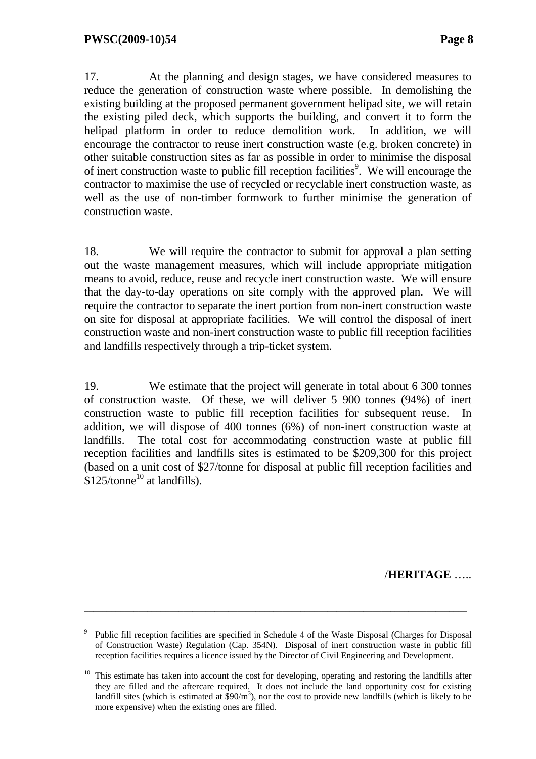17. At the planning and design stages, we have considered measures to reduce the generation of construction waste where possible. In demolishing the existing building at the proposed permanent government helipad site, we will retain the existing piled deck, which supports the building, and convert it to form the helipad platform in order to reduce demolition work. In addition, we will encourage the contractor to reuse inert construction waste (e.g. broken concrete) in other suitable construction sites as far as possible in order to minimise the disposal of inert construction waste to public fill reception facilities[9]. We will encourage the contractor to maximise the use of recycled or recyclable inert construction waste, as well as the use of non-timber formwork to further minimise the generation of construction waste.

18. We will require the contractor to submit for approval a plan setting out the waste management measures, which will include appropriate mitigation means to avoid, reduce, reuse and recycle inert construction waste. We will ensure that the day-to-day operations on site comply with the approved plan. We will require the contractor to separate the inert portion from non-inert construction waste on site for disposal at appropriate facilities. We will control the disposal of inert construction waste and non-inert construction waste to public fill reception facilities and landfills respectively through a trip-ticket system.

19. We estimate that the project will generate in total about 6 300 tonnes of construction waste. Of these, we will deliver 5 900 tonnes (94%) of inert construction waste to public fill reception facilities for subsequent reuse. In addition, we will dispose of 400 tonnes (6%) of non-inert construction waste at landfills. The total cost for accommodating construction waste at public fill reception facilities and landfills sites is estimated to be $209,300 for this project (based on a unit cost of $27/tonne for disposal at public fill reception facilities and $125/tonne[10] at landfills).

/**HERITAGE** …..

---

[9] Public fill reception facilities are specified in Schedule 4 of the Waste Disposal (Charges for Disposal of Construction Waste) Regulation (Cap. 354N). Disposal of inert construction waste in public fill reception facilities requires a licence issued by the Director of Civil Engineering and Development.

[10] This estimate has taken into account the cost for developing, operating and restoring the landfills after they are filled and the aftercare required. It does not include the land opportunity cost for existing landfill sites (which is estimated at $90/$m^3$), nor the cost to provide new landfills (which is likely to be more expensive) when the existing ones are filled.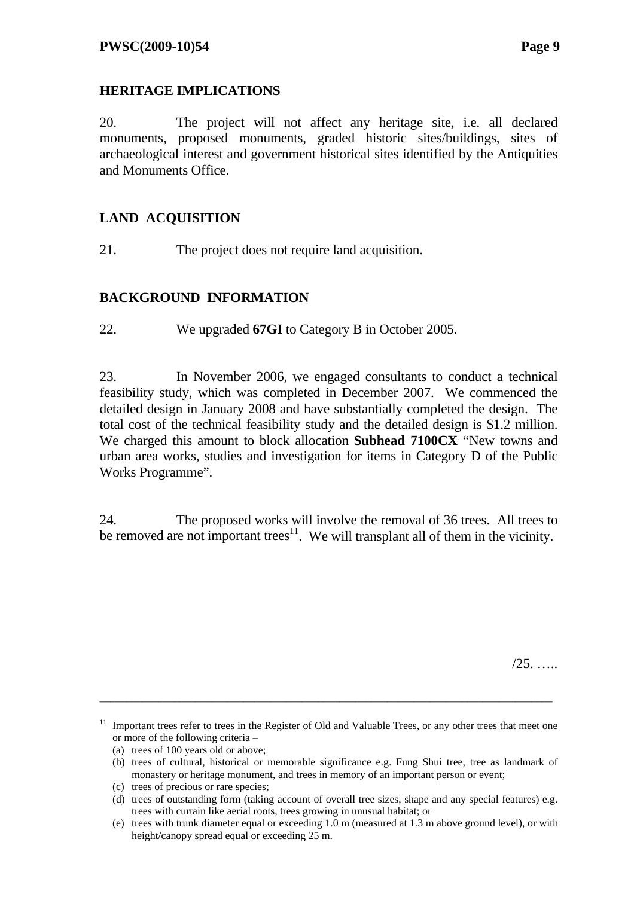## HERITAGE IMPLICATIONS

20. The project will not affect any heritage site, i.e. all declared monuments, proposed monuments, graded historic sites/buildings, sites of archaeological interest and government historical sites identified by the Antiquities and Monuments Office.

## LAND ACQUISITION

21. The project does not require land acquisition.

## BACKGROUND INFORMATION

22. We upgraded **67GI** to Category B in October 2005.

23. In November 2006, we engaged consultants to conduct a technical feasibility study, which was completed in December 2007. We commenced the detailed design in January 2008 and have substantially completed the design. The total cost of the technical feasibility study and the detailed design is $1.2 million. We charged this amount to block allocation **Subhead 7100CX** "New towns and urban area works, studies and investigation for items in Category D of the Public Works Programme".

24. The proposed works will involve the removal of 36 trees. All trees to be removed are not important trees[11]. We will transplant all of them in the vicinity.

/25. …..

---

[11] Important trees refer to trees in the Register of Old and Valuable Trees, or any other trees that meet one or more of the following criteria –

(a) trees of 100 years old or above;

(b) trees of cultural, historical or memorable significance e.g. Fung Shui tree, tree as landmark of monastery or heritage monument, and trees in memory of an important person or event;

(c) trees of precious or rare species;

(d) trees of outstanding form (taking account of overall tree sizes, shape and any special features) e.g. trees with curtain like aerial roots, trees growing in unusual habitat; or

(e) trees with trunk diameter equal or exceeding 1.0 m (measured at 1.3 m above ground level), or with height/canopy spread equal or exceeding 25 m.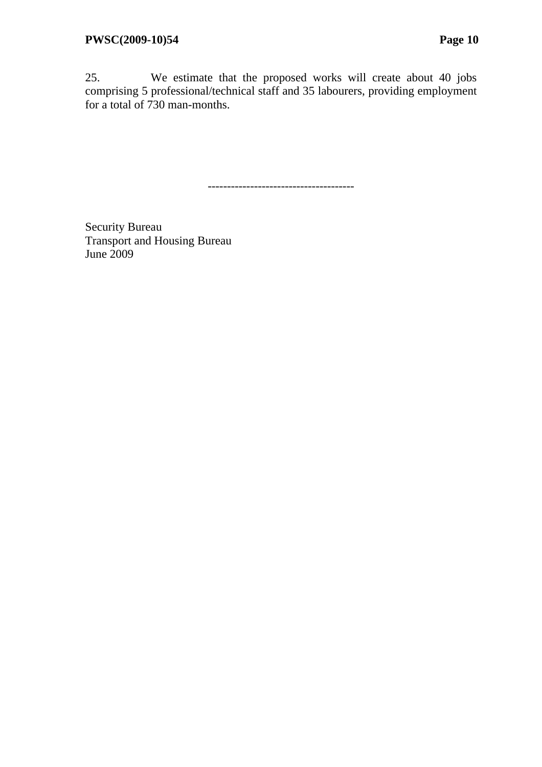25. We estimate that the proposed works will create about 40 jobs comprising 5 professional/technical staff and 35 labourers, providing employment for a total of 730 man-months.

--------------------------------------

Security Bureau
Transport and Housing Bureau
June 2009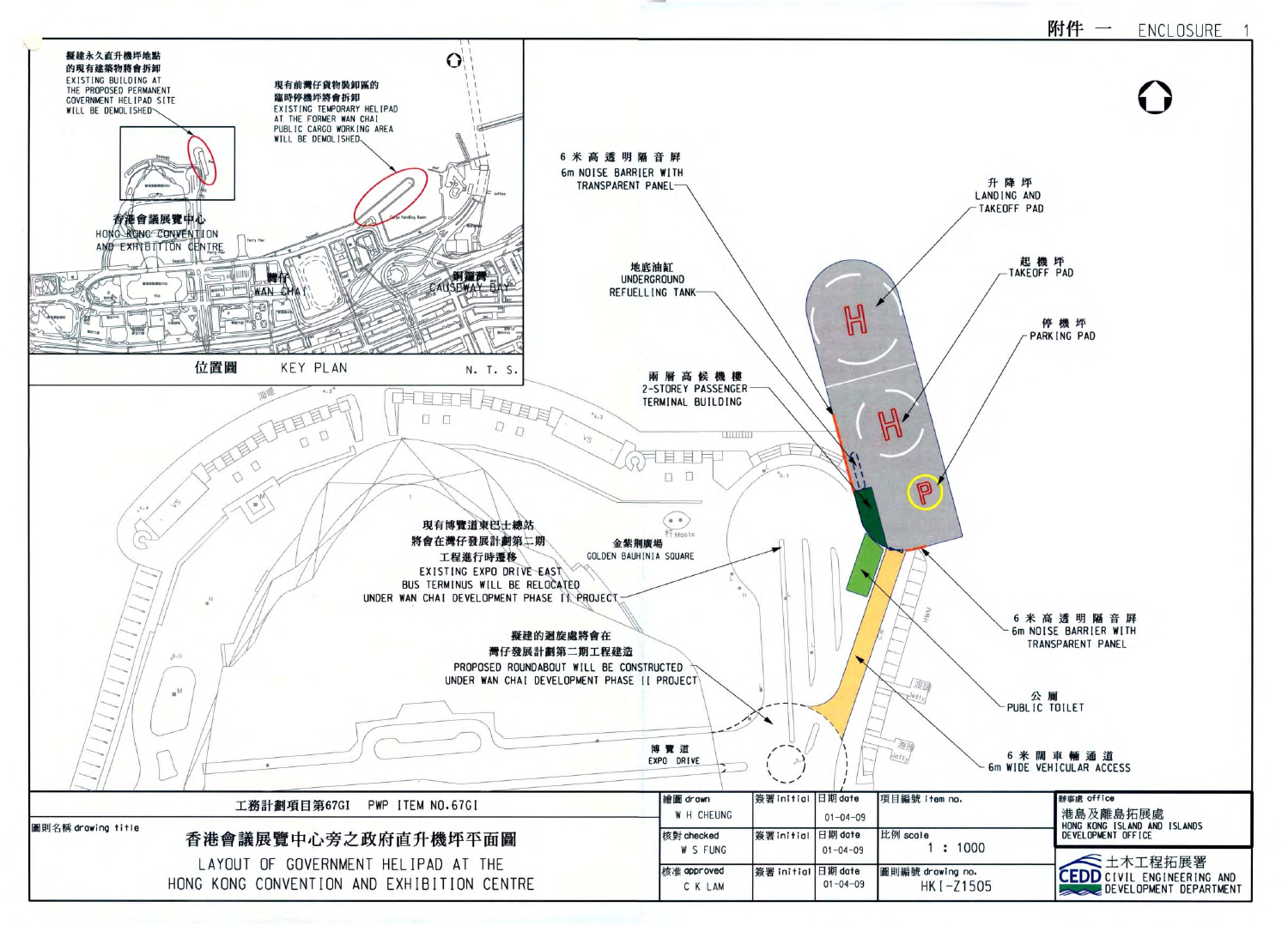附件一 ENCLOSURE 1

擬建永久直升機坪地點的現有建築物將會拆卸
EXISTING BUILDING AT THE PROPOSED PERMANENT GOVERNMENT HELIPAD SITE WILL BE DEMOLISHED

現有前灣仔貨物裝卸區的臨時停機坪將會拆卸
EXISTING TEMPORARY HELIPAD AT THE FORMER WAN CHAI PUBLIC CARGO WORKING AREA WILL BE DEMOLISHED

香港會議展覽中心
HONG KONG CONVENTION AND EXHIBITION CENTRE

灣仔
WAN CHAI

銅鑼灣
CAUSEWAY BAY

位置圖 KEY PLAN N. T. S.

6米高透明隔音屏
6m NOISE BARRIER WITH TRANSPARENT PANEL

升降坪
LANDING AND TAKEOFF PAD

起機坪
TAKEOFF PAD

停機坪
PARKING PAD

地底油缸
UNDERGROUND REFUELLING TANK

兩層高候機樓
2-STOREY PASSENGER TERMINAL BUILDING

現有博覽道東巴士總站將會在灣仔發展計劃第二期工程進行時遷移
EXISTING EXPO DRIVE EAST BUS TERMINUS WILL BE RELOCATED UNDER WAN CHAI DEVELOPMENT PHASE II PROJECT

金紫荊廣場
GOLDEN BAUHINIA SQUARE

擬建的迴旋處將會在灣仔發展計劃第二期工程建造
PROPOSED ROUNDABOUT WILL BE CONSTRUCTED UNDER WAN CHAI DEVELOPMENT PHASE II PROJECT

6米高透明隔音屏
6m NOISE BARRIER WITH TRANSPARENT PANEL

公廁
PUBLIC TOILET

6米闊車輛通道
6m WIDE VEHICULAR ACCESS

博覽道
EXPO DRIVE

| 工務計劃項目第67GI PWP ITEM NO.67GI | 繪圖 drawn | 簽署 initial | 日期 date | 項目編號 item no. | 辦事處 office |
|---|---|---|---|---|---|
| 圖則名稱 drawing title | W H CHEUNG | | 01-04-09 | | 港島及離島拓展處 HONG KONG ISLAND AND ISLANDS DEVELOPMENT OFFICE |
| 香港會議展覽中心旁之政府直升機坪平面圖 | 核對 checked | 簽署 initial | 日期 date | 比例 scale | |
| LAYOUT OF GOVERNMENT HELIPAD AT THE HONG KONG CONVENTION AND EXHIBITION CENTRE | W S FUNG | | 01-04-09 | 1 : 1000 | 土木工程拓展署 CIVIL ENGINEERING AND DEVELOPMENT DEPARTMENT |
| | 核准 approved | 簽署 initial | 日期 date | 圖則編號 drawing no. | |
| | C K LAM | | 01-04-09 | HKI-Z1505 | |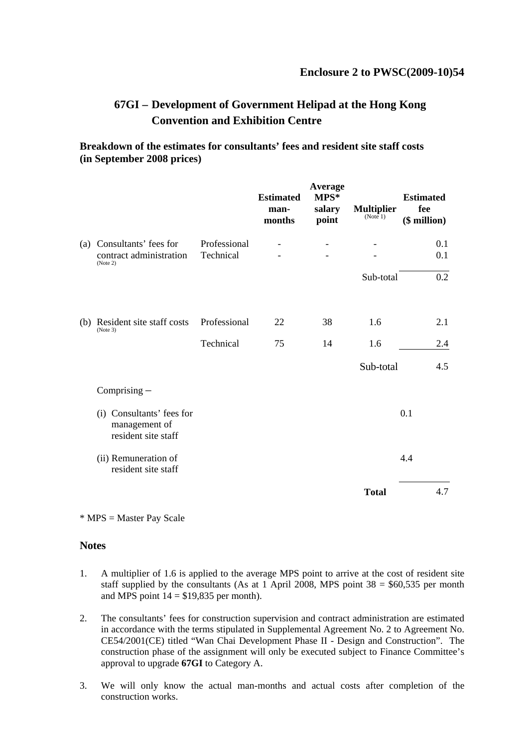**Enclosure 2 to PWSC(2009-10)54**

# 67GI – Development of Government Helipad at the Hong Kong Convention and Exhibition Centre

**Breakdown of the estimates for consultants' fees and resident site staff costs (in September 2008 prices)**

| | | Estimated man-months | Average MPS* salary point | Multiplier (Note 1) | Estimated fee ($ million) |
|---|---|---|---|---|---|
| (a) Consultants' fees for contract administration (Note 2) | Professional | - | - | - | 0.1 |
| | Technical | - | - | - | 0.1 |
| | | | | Sub-total | 0.2 |
| (b) Resident site staff costs (Note 3) | Professional | 22 | 38 | 1.6 | 2.1 |
| | Technical | 75 | 14 | 1.6 | 2.4 |
| | | | | Sub-total | 4.5 |
| Comprising – | | | | | |
| (i) Consultants' fees for management of resident site staff | | | | | 0.1 |
| (ii) Remuneration of resident site staff | | | | | 4.4 |
| | | | | **Total** | 4.7 |

\* MPS = Master Pay Scale

### Notes

1. A multiplier of 1.6 is applied to the average MPS point to arrive at the cost of resident site staff supplied by the consultants (As at 1 April 2008, MPS point 38 = $60,535 per month and MPS point 14 = $19,835 per month).

2. The consultants' fees for construction supervision and contract administration are estimated in accordance with the terms stipulated in Supplemental Agreement No. 2 to Agreement No. CE54/2001(CE) titled "Wan Chai Development Phase II - Design and Construction". The construction phase of the assignment will only be executed subject to Finance Committee's approval to upgrade **67GI** to Category A.

3. We will only know the actual man-months and actual costs after completion of the construction works.